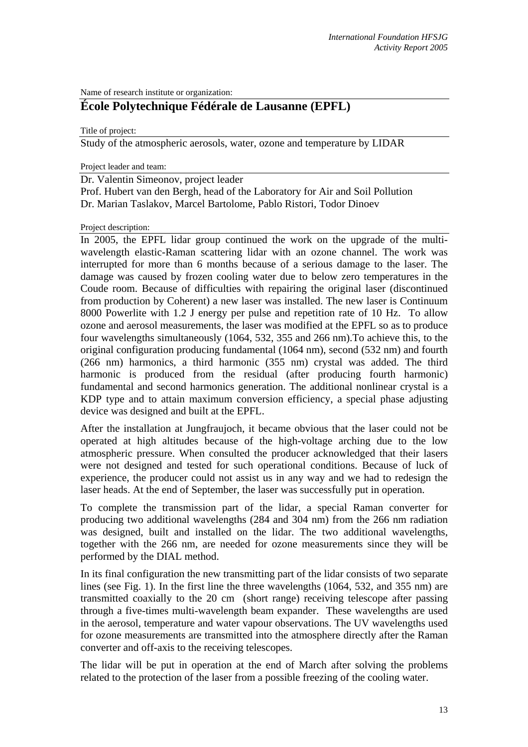Name of research institute or organization:

# École Polytechnique Fédérale de Lausanne (EPFL)

Title of project:

Study of the atmospheric aerosols, water, ozone and temperature by LIDAR

Project leader and team:

Dr. Valentin Simeonov, project leader
Prof. Hubert van den Bergh, head of the Laboratory for Air and Soil Pollution
Dr. Marian Taslakov, Marcel Bartolome, Pablo Ristori, Todor Dinoev

Project description:

In 2005, the EPFL lidar group continued the work on the upgrade of the multi-wavelength elastic-Raman scattering lidar with an ozone channel. The work was interrupted for more than 6 months because of a serious damage to the laser. The damage was caused by frozen cooling water due to below zero temperatures in the Coude room. Because of difficulties with repairing the original laser (discontinued from production by Coherent) a new laser was installed. The new laser is Continuum 8000 Powerlite with 1.2 J energy per pulse and repetition rate of 10 Hz. To allow ozone and aerosol measurements, the laser was modified at the EPFL so as to produce four wavelengths simultaneously (1064, 532, 355 and 266 nm).To achieve this, to the original configuration producing fundamental (1064 nm), second (532 nm) and fourth (266 nm) harmonics, a third harmonic (355 nm) crystal was added. The third harmonic is produced from the residual (after producing fourth harmonic) fundamental and second harmonics generation. The additional nonlinear crystal is a KDP type and to attain maximum conversion efficiency, a special phase adjusting device was designed and built at the EPFL.

After the installation at Jungfraujoch, it became obvious that the laser could not be operated at high altitudes because of the high-voltage arching due to the low atmospheric pressure. When consulted the producer acknowledged that their lasers were not designed and tested for such operational conditions. Because of luck of experience, the producer could not assist us in any way and we had to redesign the laser heads. At the end of September, the laser was successfully put in operation.

To complete the transmission part of the lidar, a special Raman converter for producing two additional wavelengths (284 and 304 nm) from the 266 nm radiation was designed, built and installed on the lidar. The two additional wavelengths, together with the 266 nm, are needed for ozone measurements since they will be performed by the DIAL method.

In its final configuration the new transmitting part of the lidar consists of two separate lines (see Fig. 1). In the first line the three wavelengths (1064, 532, and 355 nm) are transmitted coaxially to the 20 cm (short range) receiving telescope after passing through a five-times multi-wavelength beam expander. These wavelengths are used in the aerosol, temperature and water vapour observations. The UV wavelengths used for ozone measurements are transmitted into the atmosphere directly after the Raman converter and off-axis to the receiving telescopes.

The lidar will be put in operation at the end of March after solving the problems related to the protection of the laser from a possible freezing of the cooling water.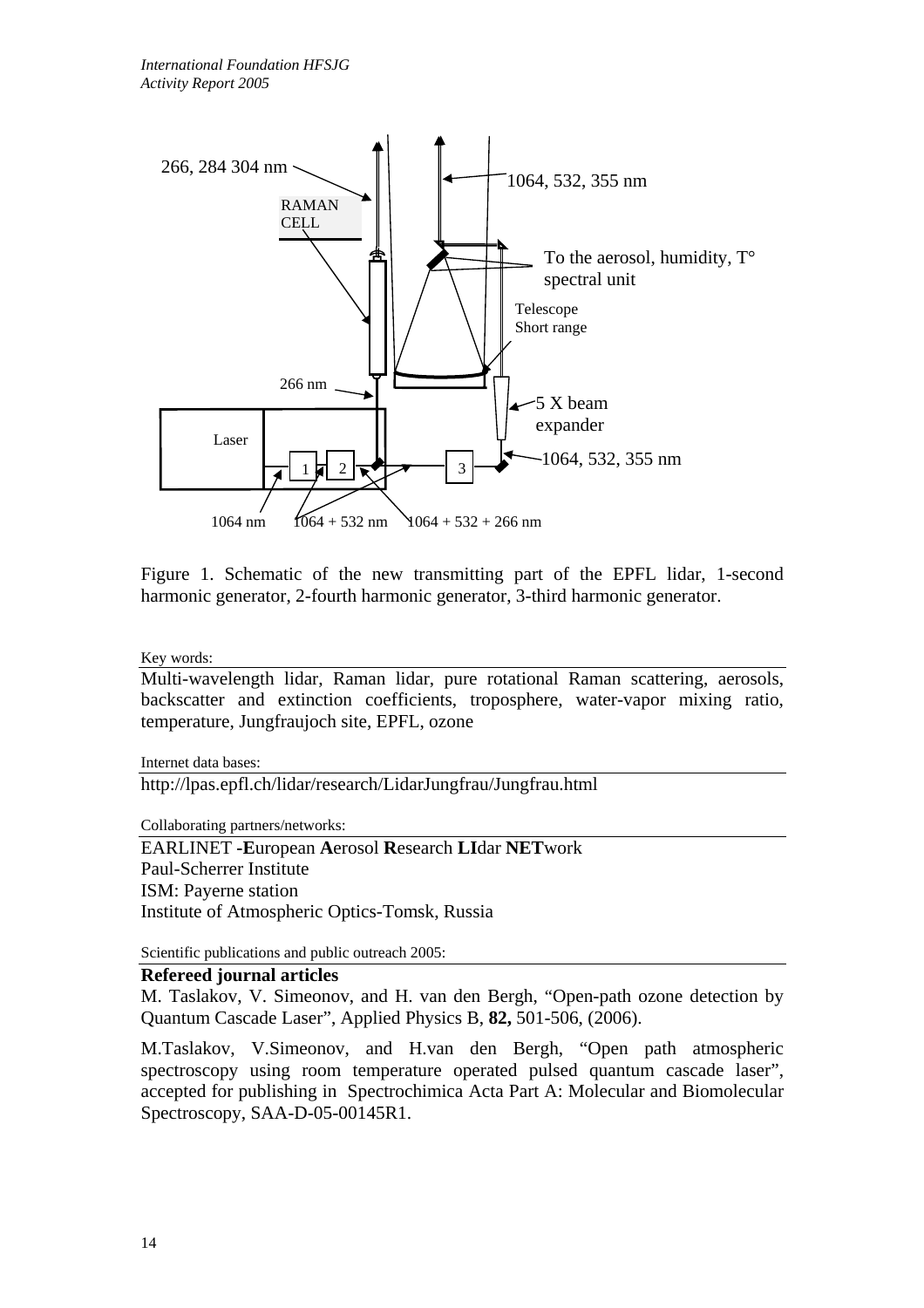Figure 1. Schematic of the new transmitting part of the EPFL lidar, 1-second harmonic generator, 2-fourth harmonic generator, 3-third harmonic generator.

Key words:

Multi-wavelength lidar, Raman lidar, pure rotational Raman scattering, aerosols, backscatter and extinction coefficients, troposphere, water-vapor mixing ratio, temperature, Jungfraujoch site, EPFL, ozone

Internet data bases:

http://lpas.epfl.ch/lidar/research/LidarJungfrau/Jungfrau.html

Collaborating partners/networks:

EARLINET -**E**uropean **A**erosol **R**esearch **LI**dar **NET**work
Paul-Scherrer Institute
ISM: Payerne station
Institute of Atmospheric Optics-Tomsk, Russia

Scientific publications and public outreach 2005:

**Refereed journal articles**

M. Taslakov, V. Simeonov, and H. van den Bergh, "Open-path ozone detection by Quantum Cascade Laser", Applied Physics B, **82,** 501-506, (2006).

M.Taslakov, V.Simeonov, and H.van den Bergh, "Open path atmospheric spectroscopy using room temperature operated pulsed quantum cascade laser", accepted for publishing in Spectrochimica Acta Part A: Molecular and Biomolecular Spectroscopy, SAA-D-05-00145R1.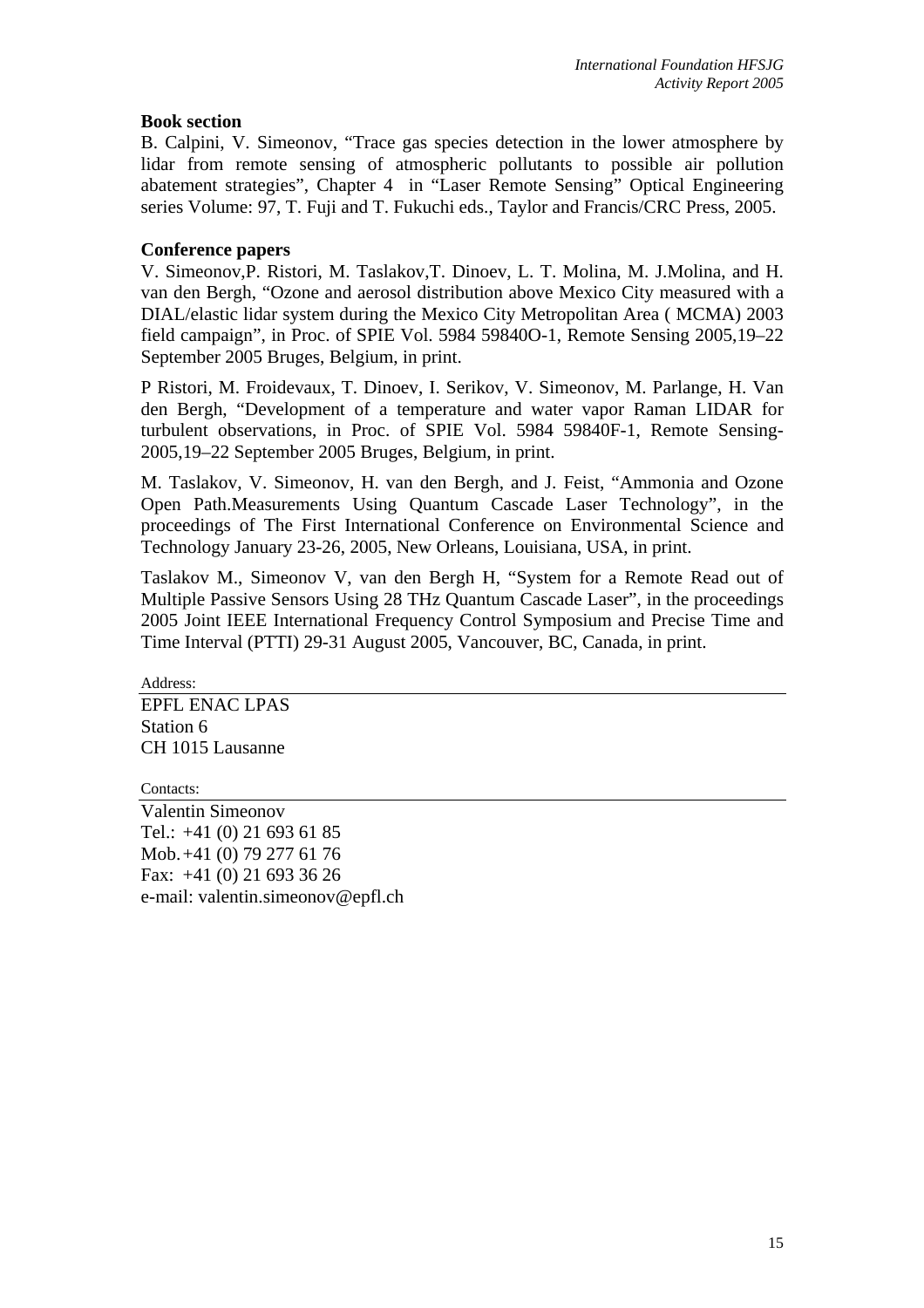**Book section**

B. Calpini, V. Simeonov, "Trace gas species detection in the lower atmosphere by lidar from remote sensing of atmospheric pollutants to possible air pollution abatement strategies", Chapter 4 in "Laser Remote Sensing" Optical Engineering series Volume: 97, T. Fuji and T. Fukuchi eds., Taylor and Francis/CRC Press, 2005.

**Conference papers**

V. Simeonov,P. Ristori, M. Taslakov,T. Dinoev, L. T. Molina, M. J.Molina, and H. van den Bergh, "Ozone and aerosol distribution above Mexico City measured with a DIAL/elastic lidar system during the Mexico City Metropolitan Area ( MCMA) 2003 field campaign", in Proc. of SPIE Vol. 5984 59840O-1, Remote Sensing 2005,19–22 September 2005 Bruges, Belgium, in print.

P Ristori, M. Froidevaux, T. Dinoev, I. Serikov, V. Simeonov, M. Parlange, H. Van den Bergh, "Development of a temperature and water vapor Raman LIDAR for turbulent observations, in Proc. of SPIE Vol. 5984 59840F-1, Remote Sensing-2005,19–22 September 2005 Bruges, Belgium, in print.

M. Taslakov, V. Simeonov, H. van den Bergh, and J. Feist, "Ammonia and Ozone Open Path.Measurements Using Quantum Cascade Laser Technology", in the proceedings of The First International Conference on Environmental Science and Technology January 23-26, 2005, New Orleans, Louisiana, USA, in print.

Taslakov M., Simeonov V, van den Bergh H, "System for a Remote Read out of Multiple Passive Sensors Using 28 THz Quantum Cascade Laser", in the proceedings 2005 Joint IEEE International Frequency Control Symposium and Precise Time and Time Interval (PTTI) 29-31 August 2005, Vancouver, BC, Canada, in print.

Address:

EPFL ENAC LPAS
Station 6
CH 1015 Lausanne

Contacts:

Valentin Simeonov
Tel.: +41 (0) 21 693 61 85
Mob. +41 (0) 79 277 61 76
Fax: +41 (0) 21 693 36 26
e-mail: valentin.simeonov@epfl.ch